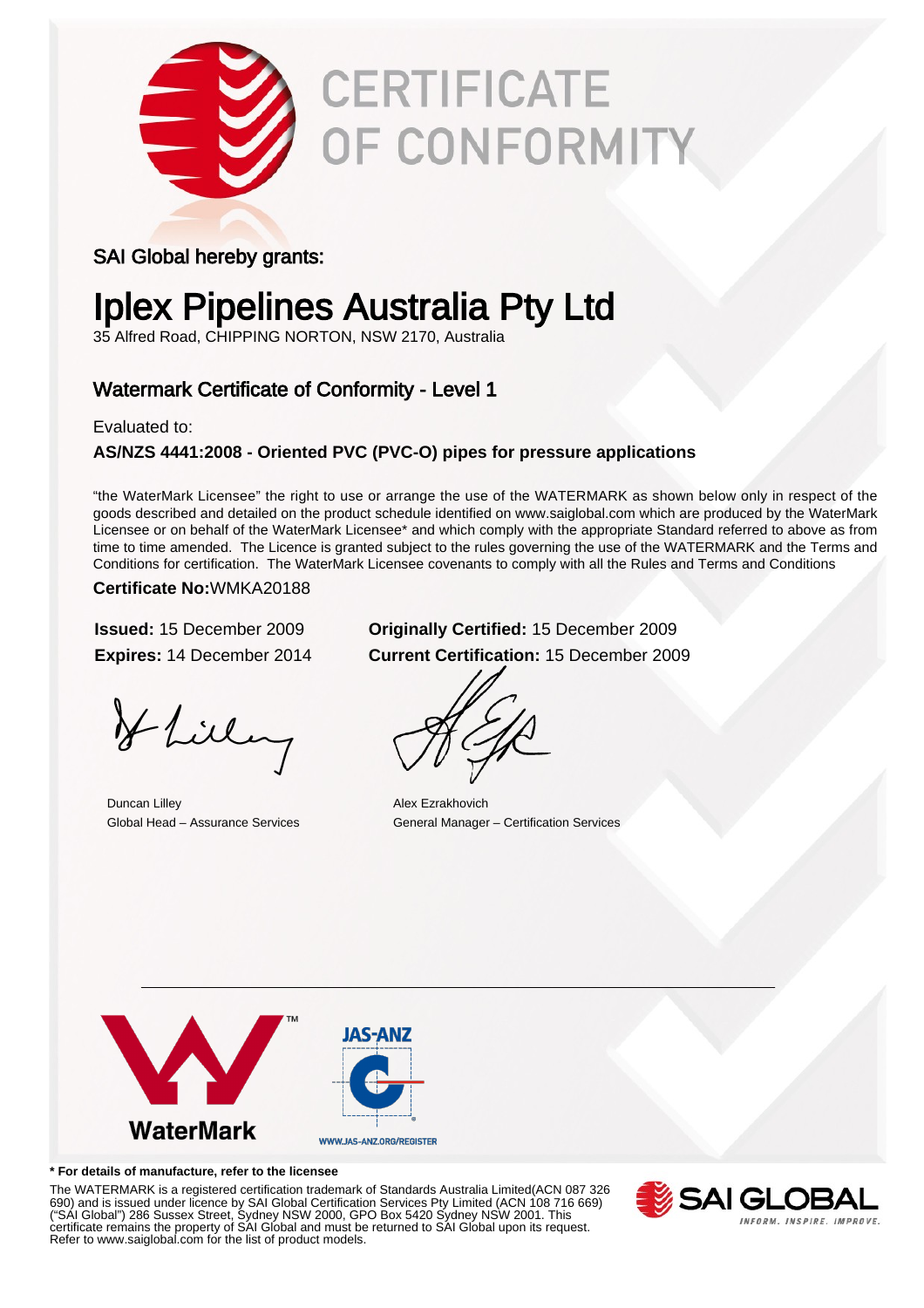# CERTIFICATE OF CONFORMITY

SAI Global hereby grants:

# Iplex Pipelines Australia Pty Ltd

35 Alfred Road, CHIPPING NORTON, NSW 2170, Australia

## Watermark Certificate of Conformity - Level 1

Evaluated to:

**AS/NZS 4441:2008 - Oriented PVC (PVC-O) pipes for pressure applications**

"the WaterMark Licensee" the right to use or arrange the use of the WATERMARK as shown below only in respect of the goods described and detailed on the product schedule identified on www.saiglobal.com which are produced by the WaterMark Licensee or on behalf of the WaterMark Licensee* and which comply with the appropriate Standard referred to above as from time to time amended. The Licence is granted subject to the rules governing the use of the WATERMARK and the Terms and Conditions for certification. The WaterMark Licensee covenants to comply with all the Rules and Terms and Conditions

**Certificate No:**WMKA20188

**Issued:** 15 December 2009
**Expires:** 14 December 2014

**Originally Certified:** 15 December 2009
**Current Certification:** 15 December 2009

Duncan Lilley
Global Head – Assurance Services

Alex Ezrakhovich
General Manager – Certification Services

WaterMark

JAS-ANZ
WWW.JAS-ANZ.ORG/REGISTER

**\* For details of manufacture, refer to the licensee**

The WATERMARK is a registered certification trademark of Standards Australia Limited(ACN 087 326 690) and is issued under licence by SAI Global Certification Services Pty Limited (ACN 108 716 669) ("SAI Global") 286 Sussex Street, Sydney NSW 2000, GPO Box 5420 Sydney NSW 2001. This certificate remains the property of SAI Global and must be returned to SAI Global upon its request. Refer to www.saiglobal.com for the list of product models.

SAI GLOBAL
INFORM. INSPIRE. IMPROVE.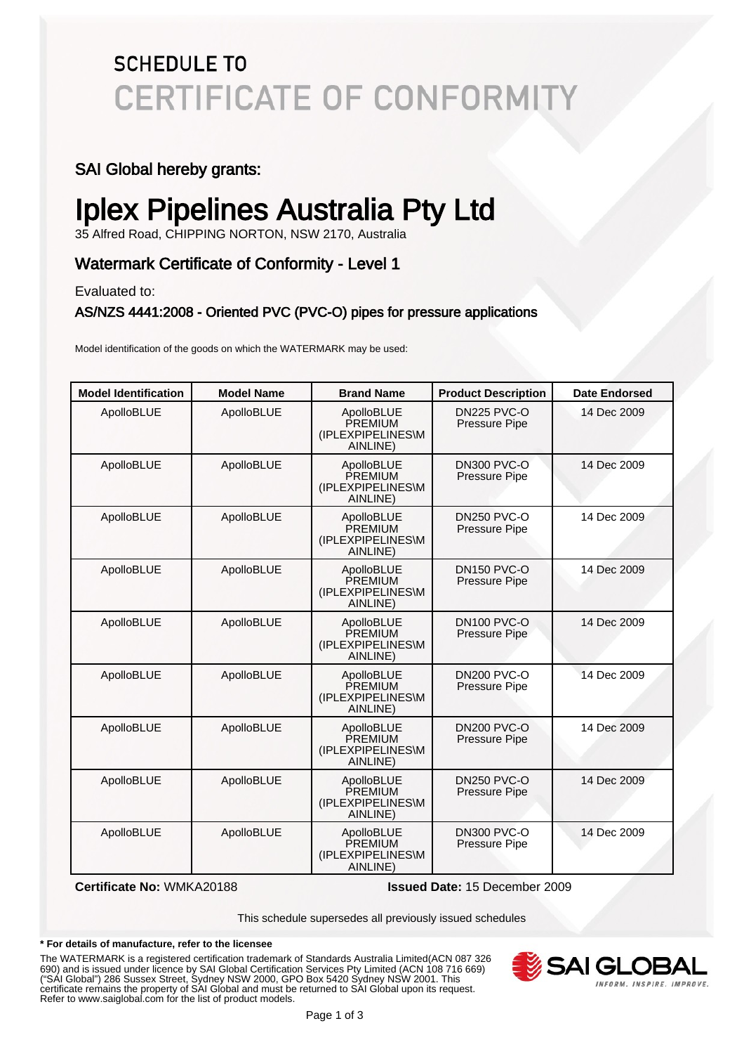# SCHEDULE TO CERTIFICATE OF CONFORMITY

## SAI Global hereby grants:

# Iplex Pipelines Australia Pty Ltd

35 Alfred Road, CHIPPING NORTON, NSW 2170, Australia

## Watermark Certificate of Conformity - Level 1

Evaluated to:

### AS/NZS 4441:2008 - Oriented PVC (PVC-O) pipes for pressure applications

Model identification of the goods on which the WATERMARK may be used:

| Model Identification | Model Name | Brand Name | Product Description | Date Endorsed |
|---|---|---|---|---|
| ApolloBLUE | ApolloBLUE | ApolloBLUE PREMIUM (IPLEXPIPELINES\MAINLINE) | DN225 PVC-O Pressure Pipe | 14 Dec 2009 |
| ApolloBLUE | ApolloBLUE | ApolloBLUE PREMIUM (IPLEXPIPELINES\MAINLINE) | DN300 PVC-O Pressure Pipe | 14 Dec 2009 |
| ApolloBLUE | ApolloBLUE | ApolloBLUE PREMIUM (IPLEXPIPELINES\MAINLINE) | DN250 PVC-O Pressure Pipe | 14 Dec 2009 |
| ApolloBLUE | ApolloBLUE | ApolloBLUE PREMIUM (IPLEXPIPELINES\MAINLINE) | DN150 PVC-O Pressure Pipe | 14 Dec 2009 |
| ApolloBLUE | ApolloBLUE | ApolloBLUE PREMIUM (IPLEXPIPELINES\MAINLINE) | DN100 PVC-O Pressure Pipe | 14 Dec 2009 |
| ApolloBLUE | ApolloBLUE | ApolloBLUE PREMIUM (IPLEXPIPELINES\MAINLINE) | DN200 PVC-O Pressure Pipe | 14 Dec 2009 |
| ApolloBLUE | ApolloBLUE | ApolloBLUE PREMIUM (IPLEXPIPELINES\MAINLINE) | DN200 PVC-O Pressure Pipe | 14 Dec 2009 |
| ApolloBLUE | ApolloBLUE | ApolloBLUE PREMIUM (IPLEXPIPELINES\MAINLINE) | DN250 PVC-O Pressure Pipe | 14 Dec 2009 |
| ApolloBLUE | ApolloBLUE | ApolloBLUE PREMIUM (IPLEXPIPELINES\MAINLINE) | DN300 PVC-O Pressure Pipe | 14 Dec 2009 |

**Certificate No:** WMKA20188 **Issued Date:** 15 December 2009

This schedule supersedes all previously issued schedules

**\* For details of manufacture, refer to the licensee**

The WATERMARK is a registered certification trademark of Standards Australia Limited(ACN 087 326 690) and is issued under licence by SAI Global Certification Services Pty Limited (ACN 108 716 669) ("SAI Global") 286 Sussex Street, Sydney NSW 2000, GPO Box 5420 Sydney NSW 2001. This certificate remains the property of SAI Global and must be returned to SAI Global upon its request. Refer to www.saiglobal.com for the list of product models.

SAI GLOBAL
INFORM. INSPIRE. IMPROVE.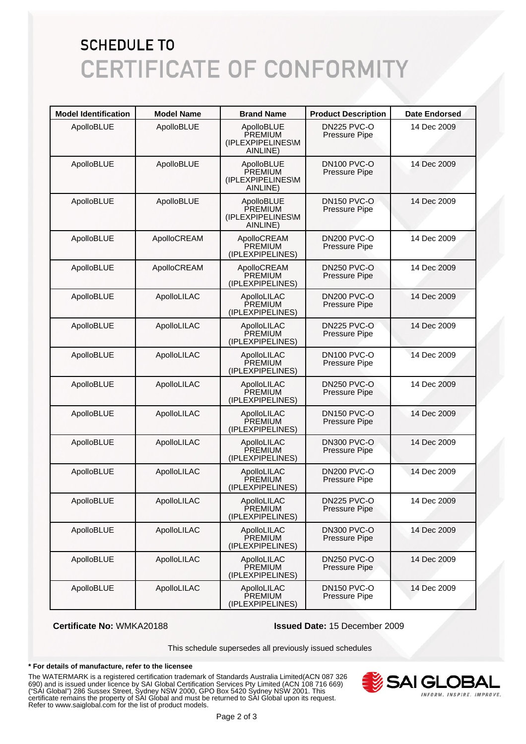# SCHEDULE TO
# CERTIFICATE OF CONFORMITY

| Model Identification | Model Name | Brand Name | Product Description | Date Endorsed |
|---|---|---|---|---|
| ApolloBLUE | ApolloBLUE | ApolloBLUE PREMIUM (IPLEXPIPELINES\MAINLINE) | DN225 PVC-O Pressure Pipe | 14 Dec 2009 |
| ApolloBLUE | ApolloBLUE | ApolloBLUE PREMIUM (IPLEXPIPELINES\MAINLINE) | DN100 PVC-O Pressure Pipe | 14 Dec 2009 |
| ApolloBLUE | ApolloBLUE | ApolloBLUE PREMIUM (IPLEXPIPELINES\MAINLINE) | DN150 PVC-O Pressure Pipe | 14 Dec 2009 |
| ApolloBLUE | ApolloCREAM | ApolloCREAM PREMIUM (IPLEXPIPELINES) | DN200 PVC-O Pressure Pipe | 14 Dec 2009 |
| ApolloBLUE | ApolloCREAM | ApolloCREAM PREMIUM (IPLEXPIPELINES) | DN250 PVC-O Pressure Pipe | 14 Dec 2009 |
| ApolloBLUE | ApolloLILAC | ApolloLILAC PREMIUM (IPLEXPIPELINES) | DN200 PVC-O Pressure Pipe | 14 Dec 2009 |
| ApolloBLUE | ApolloLILAC | ApolloLILAC PREMIUM (IPLEXPIPELINES) | DN225 PVC-O Pressure Pipe | 14 Dec 2009 |
| ApolloBLUE | ApolloLILAC | ApolloLILAC PREMIUM (IPLEXPIPELINES) | DN100 PVC-O Pressure Pipe | 14 Dec 2009 |
| ApolloBLUE | ApolloLILAC | ApolloLILAC PREMIUM (IPLEXPIPELINES) | DN250 PVC-O Pressure Pipe | 14 Dec 2009 |
| ApolloBLUE | ApolloLILAC | ApolloLILAC PREMIUM (IPLEXPIPELINES) | DN150 PVC-O Pressure Pipe | 14 Dec 2009 |
| ApolloBLUE | ApolloLILAC | ApolloLILAC PREMIUM (IPLEXPIPELINES) | DN300 PVC-O Pressure Pipe | 14 Dec 2009 |
| ApolloBLUE | ApolloLILAC | ApolloLILAC PREMIUM (IPLEXPIPELINES) | DN200 PVC-O Pressure Pipe | 14 Dec 2009 |
| ApolloBLUE | ApolloLILAC | ApolloLILAC PREMIUM (IPLEXPIPELINES) | DN225 PVC-O Pressure Pipe | 14 Dec 2009 |
| ApolloBLUE | ApolloLILAC | ApolloLILAC PREMIUM (IPLEXPIPELINES) | DN300 PVC-O Pressure Pipe | 14 Dec 2009 |
| ApolloBLUE | ApolloLILAC | ApolloLILAC PREMIUM (IPLEXPIPELINES) | DN250 PVC-O Pressure Pipe | 14 Dec 2009 |
| ApolloBLUE | ApolloLILAC | ApolloLILAC PREMIUM (IPLEXPIPELINES) | DN150 PVC-O Pressure Pipe | 14 Dec 2009 |

**Certificate No:** WMKA20188 **Issued Date:** 15 December 2009

This schedule supersedes all previously issued schedules

**\* For details of manufacture, refer to the licensee**

The WATERMARK is a registered certification trademark of Standards Australia Limited(ACN 087 326 690) and is issued under licence by SAI Global Certification Services Pty Limited (ACN 108 716 669) ("SAI Global") 286 Sussex Street, Sydney NSW 2000, GPO Box 5420 Sydney NSW 2001. This certificate remains the property of SAI Global and must be returned to SAI Global upon its request. Refer to www.saiglobal.com for the list of product models.

SAI GLOBAL
INFORM. INSPIRE. IMPROVE.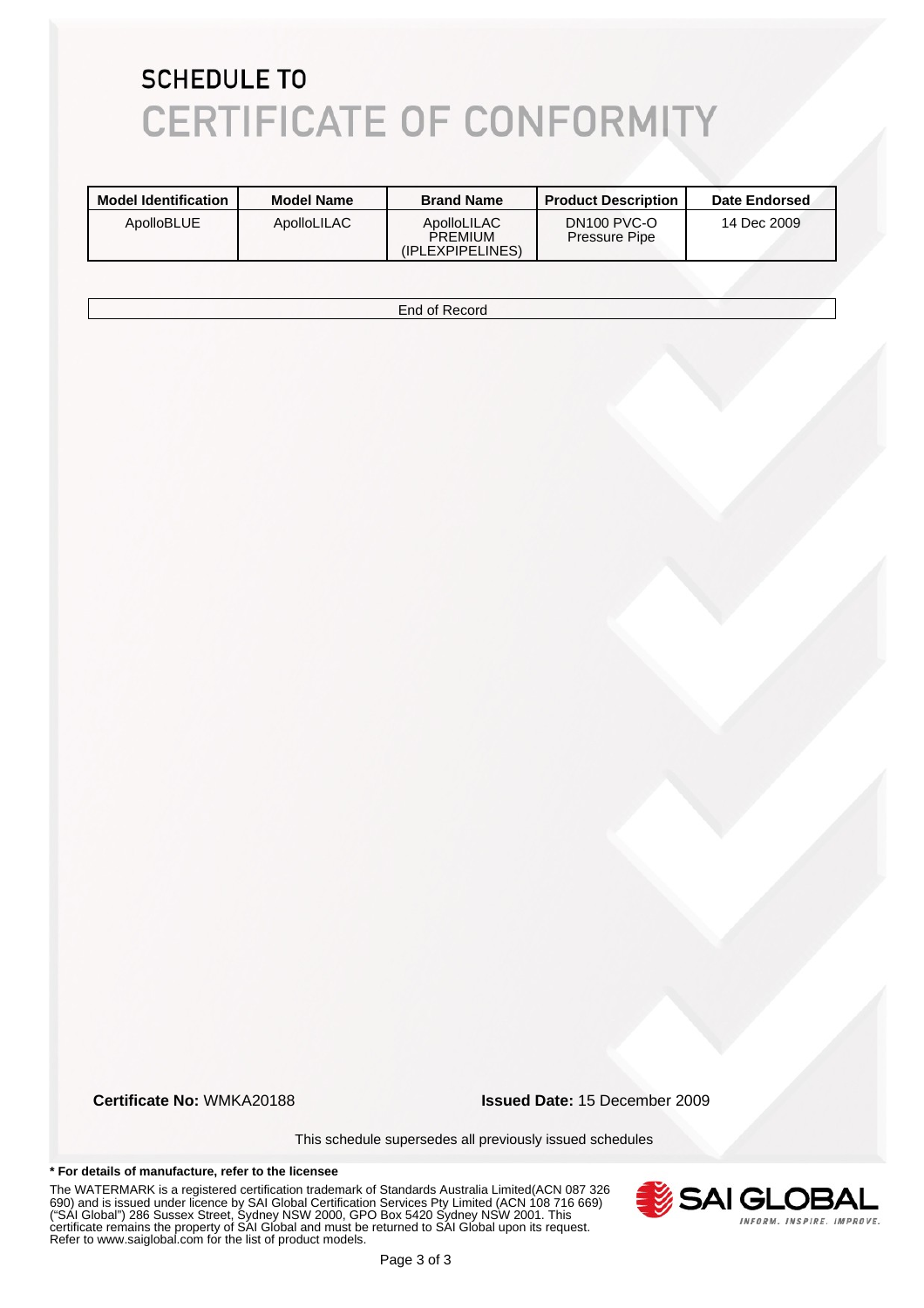# SCHEDULE TO
# CERTIFICATE OF CONFORMITY

| Model Identification | Model Name | Brand Name | Product Description | Date Endorsed |
| --- | --- | --- | --- | --- |
| ApolloBLUE | ApolloLILAC | ApolloLILAC PREMIUM (IPLEXPIPELINES) | DN100 PVC-O Pressure Pipe | 14 Dec 2009 |

End of Record

**Certificate No:** WMKA20188 **Issued Date:** 15 December 2009

This schedule supersedes all previously issued schedules

**\* For details of manufacture, refer to the licensee**

The WATERMARK is a registered certification trademark of Standards Australia Limited(ACN 087 326 690) and is issued under licence by SAI Global Certification Services Pty Limited (ACN 108 716 669) ("SAI Global") 286 Sussex Street, Sydney NSW 2000, GPO Box 5420 Sydney NSW 2001. This certificate remains the property of SAI Global and must be returned to SAI Global upon its request. Refer to www.saiglobal.com for the list of product models.

SAI GLOBAL
INFORM. INSPIRE. IMPROVE.